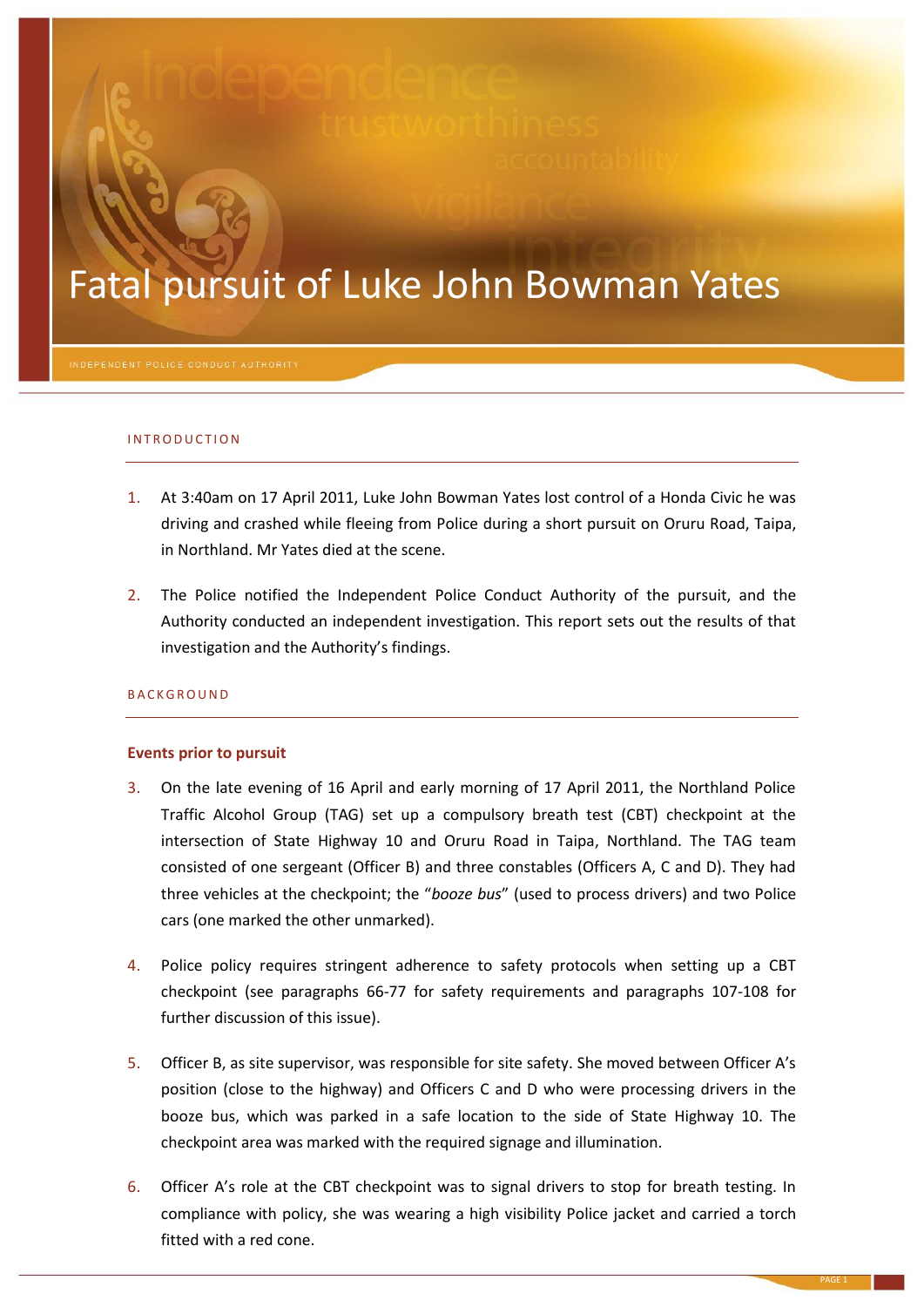# Fatal pursuit of Luke John Bowman Yates

INDEPENDENT POLICE CONDUCT AUTHORITY

## INTRODUCTION

1. At 3:40am on 17 April 2011, Luke John Bowman Yates lost control of a Honda Civic he was driving and crashed while fleeing from Police during a short pursuit on Oruru Road, Taipa, in Northland. Mr Yates died at the scene.

2. The Police notified the Independent Police Conduct Authority of the pursuit, and the Authority conducted an independent investigation. This report sets out the results of that investigation and the Authority's findings.

## BACKGROUND

### Events prior to pursuit

3. On the late evening of 16 April and early morning of 17 April 2011, the Northland Police Traffic Alcohol Group (TAG) set up a compulsory breath test (CBT) checkpoint at the intersection of State Highway 10 and Oruru Road in Taipa, Northland. The TAG team consisted of one sergeant (Officer B) and three constables (Officers A, C and D). They had three vehicles at the checkpoint; the "*booze bus*" (used to process drivers) and two Police cars (one marked the other unmarked).

4. Police policy requires stringent adherence to safety protocols when setting up a CBT checkpoint (see paragraphs 66-77 for safety requirements and paragraphs 107-108 for further discussion of this issue).

5. Officer B, as site supervisor, was responsible for site safety. She moved between Officer A's position (close to the highway) and Officers C and D who were processing drivers in the booze bus, which was parked in a safe location to the side of State Highway 10. The checkpoint area was marked with the required signage and illumination.

6. Officer A's role at the CBT checkpoint was to signal drivers to stop for breath testing. In compliance with policy, she was wearing a high visibility Police jacket and carried a torch fitted with a red cone.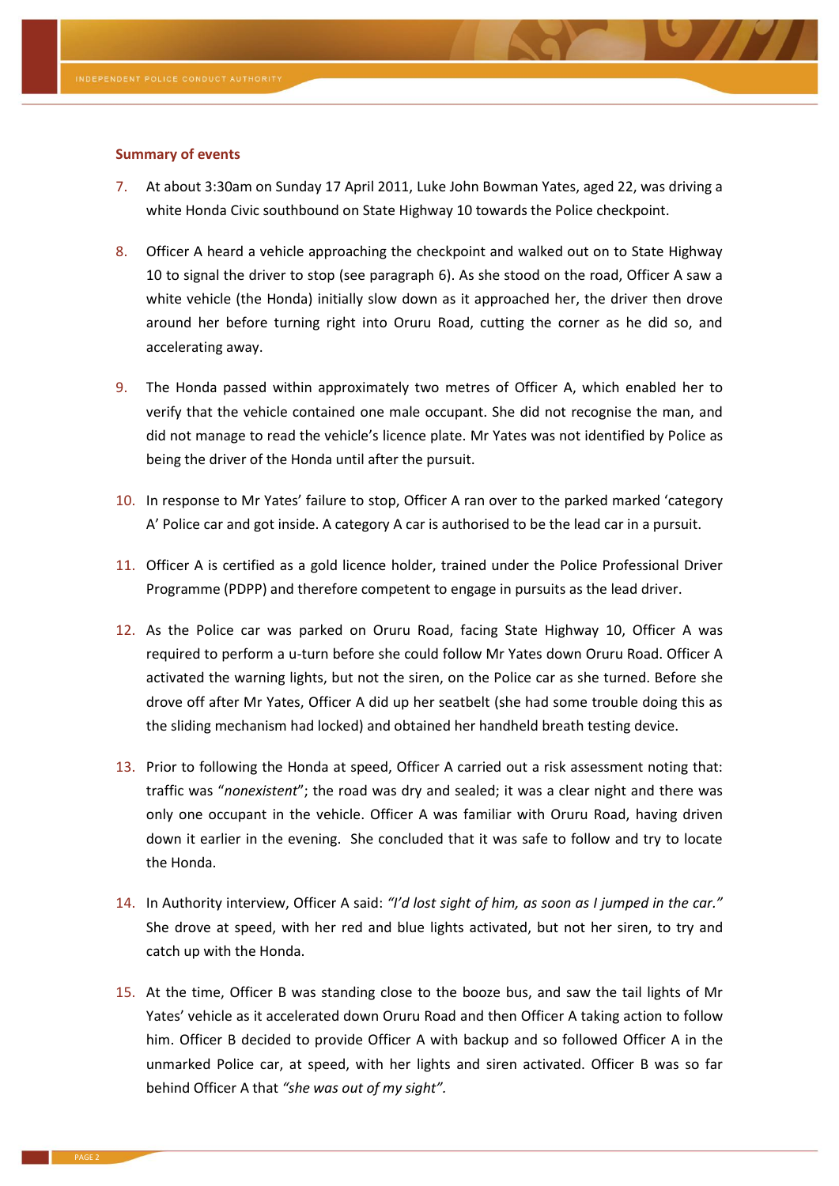### Summary of events

7. At about 3:30am on Sunday 17 April 2011, Luke John Bowman Yates, aged 22, was driving a white Honda Civic southbound on State Highway 10 towards the Police checkpoint.

8. Officer A heard a vehicle approaching the checkpoint and walked out on to State Highway 10 to signal the driver to stop (see paragraph 6). As she stood on the road, Officer A saw a white vehicle (the Honda) initially slow down as it approached her, the driver then drove around her before turning right into Oruru Road, cutting the corner as he did so, and accelerating away.

9. The Honda passed within approximately two metres of Officer A, which enabled her to verify that the vehicle contained one male occupant. She did not recognise the man, and did not manage to read the vehicle's licence plate. Mr Yates was not identified by Police as being the driver of the Honda until after the pursuit.

10. In response to Mr Yates' failure to stop, Officer A ran over to the parked marked 'category A' Police car and got inside. A category A car is authorised to be the lead car in a pursuit.

11. Officer A is certified as a gold licence holder, trained under the Police Professional Driver Programme (PDPP) and therefore competent to engage in pursuits as the lead driver.

12. As the Police car was parked on Oruru Road, facing State Highway 10, Officer A was required to perform a u-turn before she could follow Mr Yates down Oruru Road. Officer A activated the warning lights, but not the siren, on the Police car as she turned. Before she drove off after Mr Yates, Officer A did up her seatbelt (she had some trouble doing this as the sliding mechanism had locked) and obtained her handheld breath testing device.

13. Prior to following the Honda at speed, Officer A carried out a risk assessment noting that: traffic was "*nonexistent*"; the road was dry and sealed; it was a clear night and there was only one occupant in the vehicle. Officer A was familiar with Oruru Road, having driven down it earlier in the evening. She concluded that it was safe to follow and try to locate the Honda.

14. In Authority interview, Officer A said: *"I'd lost sight of him, as soon as I jumped in the car."* She drove at speed, with her red and blue lights activated, but not her siren, to try and catch up with the Honda.

15. At the time, Officer B was standing close to the booze bus, and saw the tail lights of Mr Yates' vehicle as it accelerated down Oruru Road and then Officer A taking action to follow him. Officer B decided to provide Officer A with backup and so followed Officer A in the unmarked Police car, at speed, with her lights and siren activated. Officer B was so far behind Officer A that *"she was out of my sight".*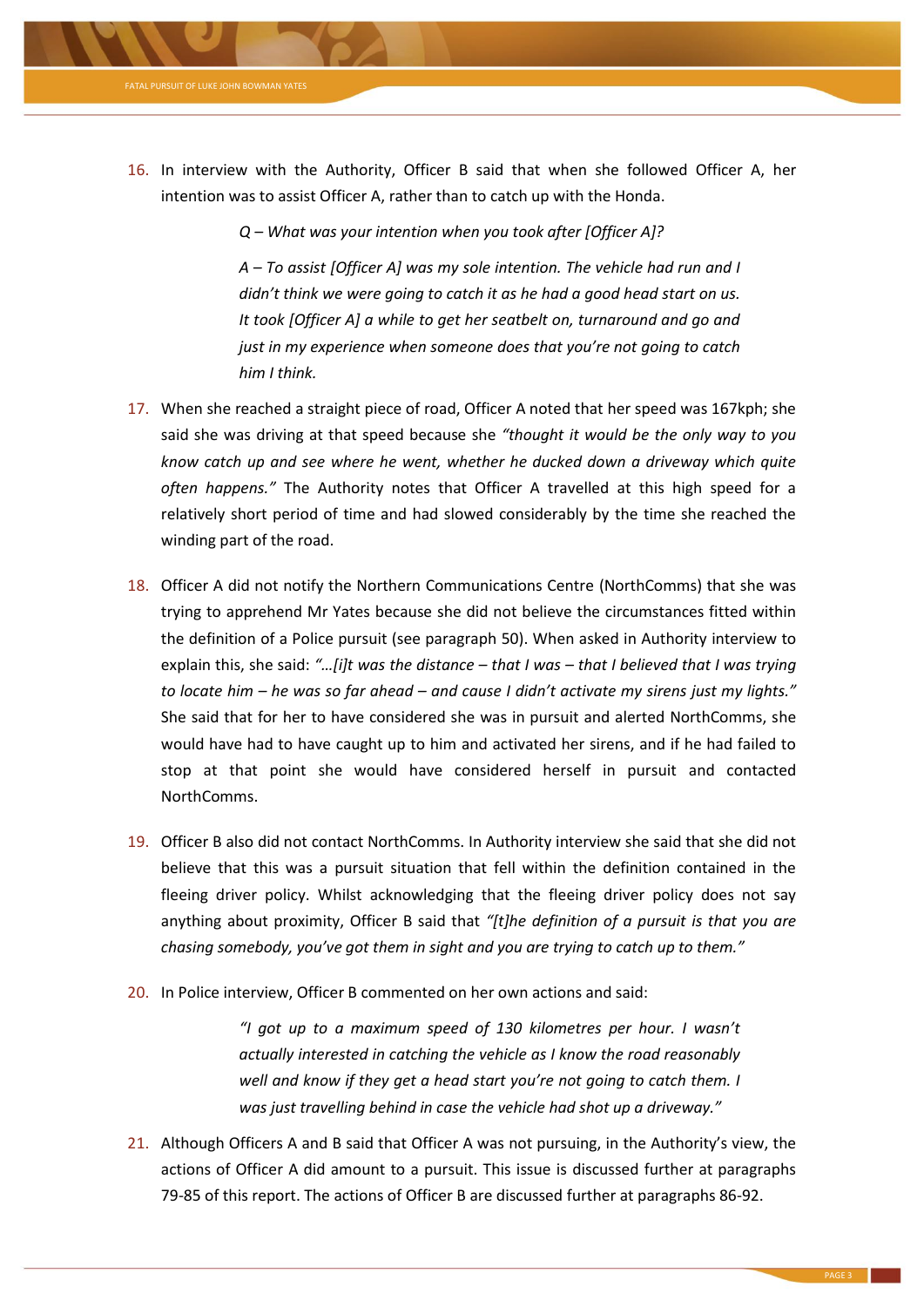16. In interview with the Authority, Officer B said that when she followed Officer A, her intention was to assist Officer A, rather than to catch up with the Honda.

    > *Q – What was your intention when you took after [Officer A]?*
    >
    > *A – To assist [Officer A] was my sole intention. The vehicle had run and I didn't think we were going to catch it as he had a good head start on us. It took [Officer A] a while to get her seatbelt on, turnaround and go and just in my experience when someone does that you're not going to catch him I think.*

17. When she reached a straight piece of road, Officer A noted that her speed was 167kph; she said she was driving at that speed because she *"thought it would be the only way to you know catch up and see where he went, whether he ducked down a driveway which quite often happens."* The Authority notes that Officer A travelled at this high speed for a relatively short period of time and had slowed considerably by the time she reached the winding part of the road.

18. Officer A did not notify the Northern Communications Centre (NorthComms) that she was trying to apprehend Mr Yates because she did not believe the circumstances fitted within the definition of a Police pursuit (see paragraph 50). When asked in Authority interview to explain this, she said: *"…[i]t was the distance – that I was – that I believed that I was trying to locate him – he was so far ahead – and cause I didn't activate my sirens just my lights."* She said that for her to have considered she was in pursuit and alerted NorthComms, she would have had to have caught up to him and activated her sirens, and if he had failed to stop at that point she would have considered herself in pursuit and contacted NorthComms.

19. Officer B also did not contact NorthComms. In Authority interview she said that she did not believe that this was a pursuit situation that fell within the definition contained in the fleeing driver policy. Whilst acknowledging that the fleeing driver policy does not say anything about proximity, Officer B said that *"[t]he definition of a pursuit is that you are chasing somebody, you've got them in sight and you are trying to catch up to them."*

20. In Police interview, Officer B commented on her own actions and said:

    > *"I got up to a maximum speed of 130 kilometres per hour. I wasn't actually interested in catching the vehicle as I know the road reasonably well and know if they get a head start you're not going to catch them. I was just travelling behind in case the vehicle had shot up a driveway."*

21. Although Officers A and B said that Officer A was not pursuing, in the Authority's view, the actions of Officer A did amount to a pursuit. This issue is discussed further at paragraphs 79-85 of this report. The actions of Officer B are discussed further at paragraphs 86-92.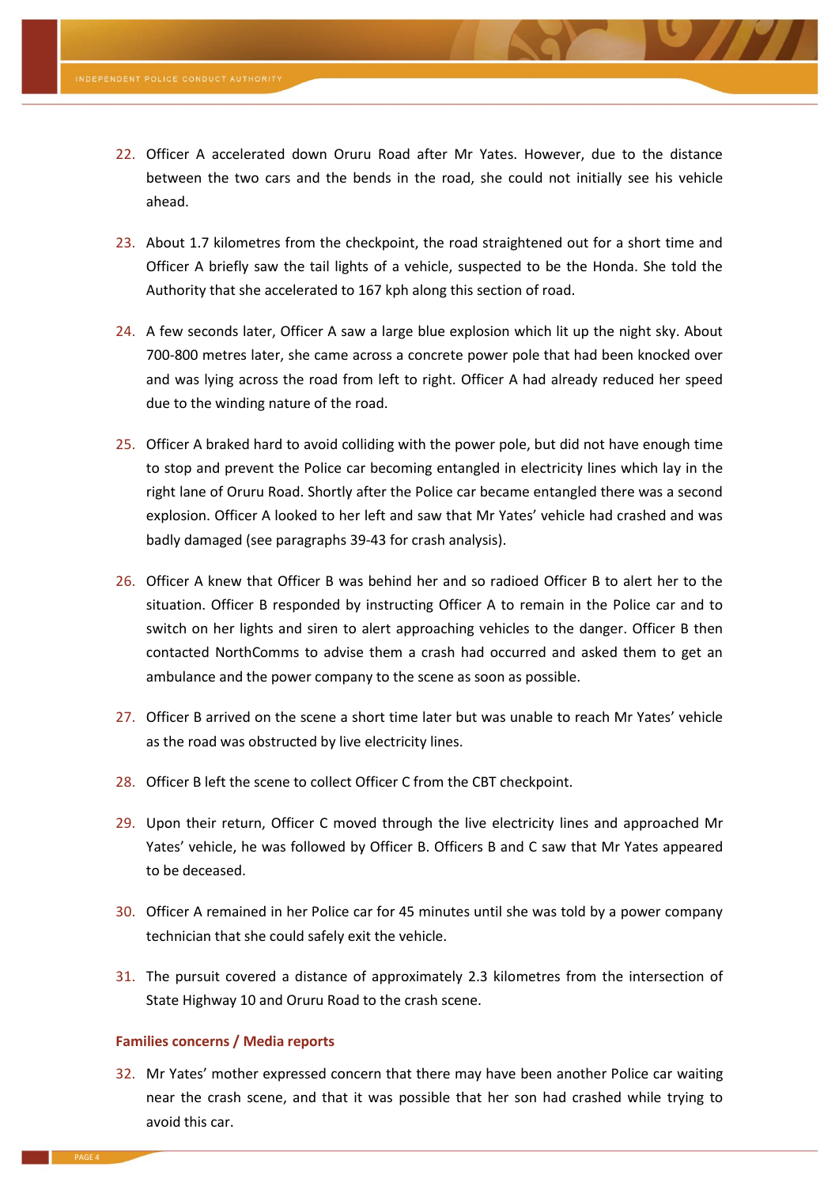22. Officer A accelerated down Oruru Road after Mr Yates. However, due to the distance between the two cars and the bends in the road, she could not initially see his vehicle ahead.

23. About 1.7 kilometres from the checkpoint, the road straightened out for a short time and Officer A briefly saw the tail lights of a vehicle, suspected to be the Honda. She told the Authority that she accelerated to 167 kph along this section of road.

24. A few seconds later, Officer A saw a large blue explosion which lit up the night sky. About 700-800 metres later, she came across a concrete power pole that had been knocked over and was lying across the road from left to right. Officer A had already reduced her speed due to the winding nature of the road.

25. Officer A braked hard to avoid colliding with the power pole, but did not have enough time to stop and prevent the Police car becoming entangled in electricity lines which lay in the right lane of Oruru Road. Shortly after the Police car became entangled there was a second explosion. Officer A looked to her left and saw that Mr Yates' vehicle had crashed and was badly damaged (see paragraphs 39-43 for crash analysis).

26. Officer A knew that Officer B was behind her and so radioed Officer B to alert her to the situation. Officer B responded by instructing Officer A to remain in the Police car and to switch on her lights and siren to alert approaching vehicles to the danger. Officer B then contacted NorthComms to advise them a crash had occurred and asked them to get an ambulance and the power company to the scene as soon as possible.

27. Officer B arrived on the scene a short time later but was unable to reach Mr Yates' vehicle as the road was obstructed by live electricity lines.

28. Officer B left the scene to collect Officer C from the CBT checkpoint.

29. Upon their return, Officer C moved through the live electricity lines and approached Mr Yates' vehicle, he was followed by Officer B. Officers B and C saw that Mr Yates appeared to be deceased.

30. Officer A remained in her Police car for 45 minutes until she was told by a power company technician that she could safely exit the vehicle.

31. The pursuit covered a distance of approximately 2.3 kilometres from the intersection of State Highway 10 and Oruru Road to the crash scene.

### Families concerns / Media reports

32. Mr Yates' mother expressed concern that there may have been another Police car waiting near the crash scene, and that it was possible that her son had crashed while trying to avoid this car.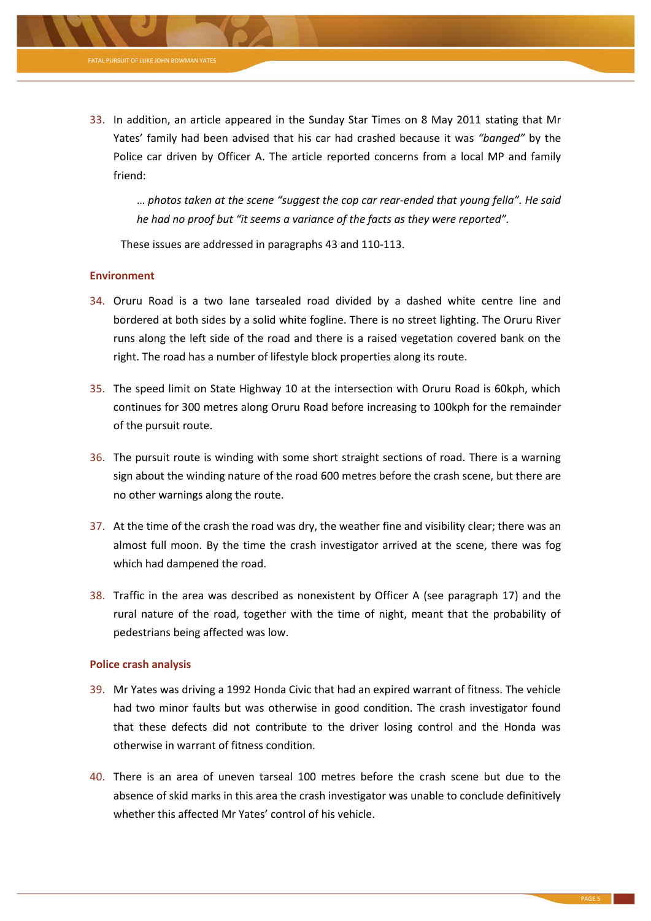33. In addition, an article appeared in the Sunday Star Times on 8 May 2011 stating that Mr Yates' family had been advised that his car had crashed because it was *"banged"* by the Police car driven by Officer A. The article reported concerns from a local MP and family friend:

> *… photos taken at the scene "suggest the cop car rear-ended that young fella". He said he had no proof but "it seems a variance of the facts as they were reported".*

These issues are addressed in paragraphs 43 and 110-113.

### Environment

34. Oruru Road is a two lane tarsealed road divided by a dashed white centre line and bordered at both sides by a solid white fogline. There is no street lighting. The Oruru River runs along the left side of the road and there is a raised vegetation covered bank on the right. The road has a number of lifestyle block properties along its route.

35. The speed limit on State Highway 10 at the intersection with Oruru Road is 60kph, which continues for 300 metres along Oruru Road before increasing to 100kph for the remainder of the pursuit route.

36. The pursuit route is winding with some short straight sections of road. There is a warning sign about the winding nature of the road 600 metres before the crash scene, but there are no other warnings along the route.

37. At the time of the crash the road was dry, the weather fine and visibility clear; there was an almost full moon. By the time the crash investigator arrived at the scene, there was fog which had dampened the road.

38. Traffic in the area was described as nonexistent by Officer A (see paragraph 17) and the rural nature of the road, together with the time of night, meant that the probability of pedestrians being affected was low.

### Police crash analysis

39. Mr Yates was driving a 1992 Honda Civic that had an expired warrant of fitness. The vehicle had two minor faults but was otherwise in good condition. The crash investigator found that these defects did not contribute to the driver losing control and the Honda was otherwise in warrant of fitness condition.

40. There is an area of uneven tarseal 100 metres before the crash scene but due to the absence of skid marks in this area the crash investigator was unable to conclude definitively whether this affected Mr Yates' control of his vehicle.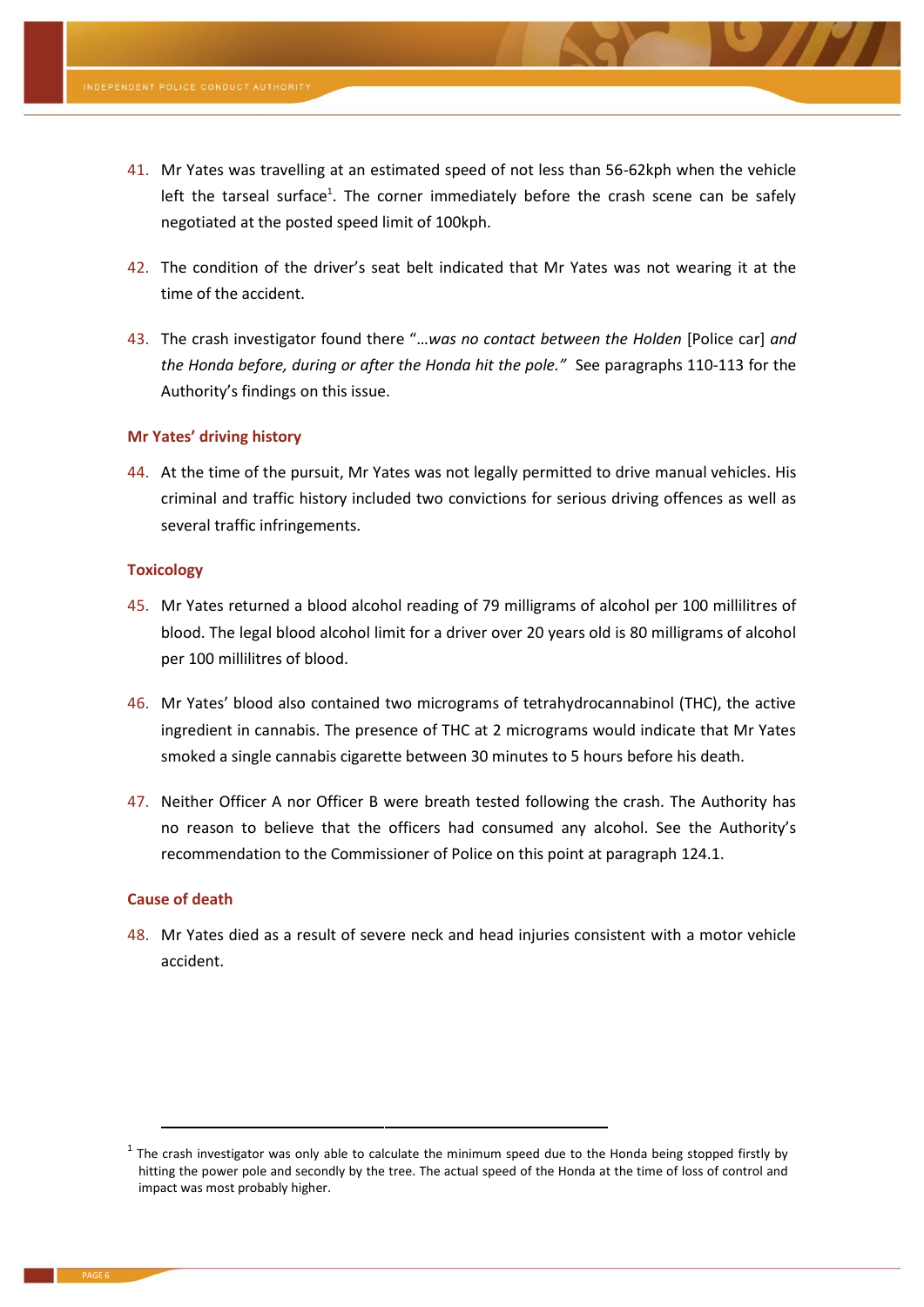41. Mr Yates was travelling at an estimated speed of not less than 56-62kph when the vehicle left the tarseal surface[1]. The corner immediately before the crash scene can be safely negotiated at the posted speed limit of 100kph.

42. The condition of the driver's seat belt indicated that Mr Yates was not wearing it at the time of the accident.

43. The crash investigator found there "*…was no contact between the Holden* [Police car] *and the Honda before, during or after the Honda hit the pole."* See paragraphs 110-113 for the Authority's findings on this issue.

### Mr Yates' driving history

44. At the time of the pursuit, Mr Yates was not legally permitted to drive manual vehicles. His criminal and traffic history included two convictions for serious driving offences as well as several traffic infringements.

### Toxicology

45. Mr Yates returned a blood alcohol reading of 79 milligrams of alcohol per 100 millilitres of blood. The legal blood alcohol limit for a driver over 20 years old is 80 milligrams of alcohol per 100 millilitres of blood.

46. Mr Yates' blood also contained two micrograms of tetrahydrocannabinol (THC), the active ingredient in cannabis. The presence of THC at 2 micrograms would indicate that Mr Yates smoked a single cannabis cigarette between 30 minutes to 5 hours before his death.

47. Neither Officer A nor Officer B were breath tested following the crash. The Authority has no reason to believe that the officers had consumed any alcohol. See the Authority's recommendation to the Commissioner of Police on this point at paragraph 124.1.

### Cause of death

48. Mr Yates died as a result of severe neck and head injuries consistent with a motor vehicle accident.

---

[1] The crash investigator was only able to calculate the minimum speed due to the Honda being stopped firstly by hitting the power pole and secondly by the tree. The actual speed of the Honda at the time of loss of control and impact was most probably higher.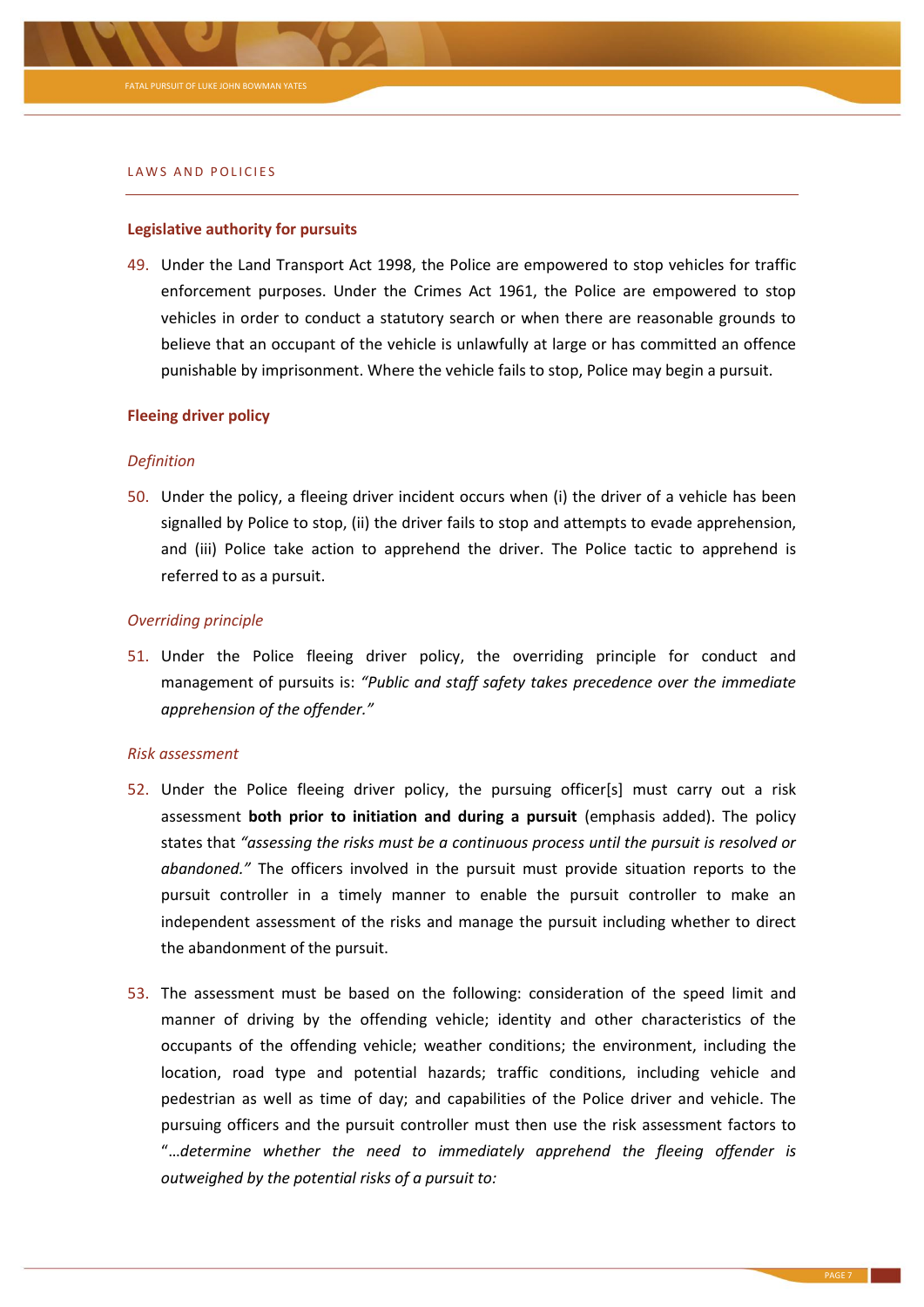## LAWS AND POLICIES

### Legislative authority for pursuits

49. Under the Land Transport Act 1998, the Police are empowered to stop vehicles for traffic enforcement purposes. Under the Crimes Act 1961, the Police are empowered to stop vehicles in order to conduct a statutory search or when there are reasonable grounds to believe that an occupant of the vehicle is unlawfully at large or has committed an offence punishable by imprisonment. Where the vehicle fails to stop, Police may begin a pursuit.

### Fleeing driver policy

*Definition*

50. Under the policy, a fleeing driver incident occurs when (i) the driver of a vehicle has been signalled by Police to stop, (ii) the driver fails to stop and attempts to evade apprehension, and (iii) Police take action to apprehend the driver. The Police tactic to apprehend is referred to as a pursuit.

*Overriding principle*

51. Under the Police fleeing driver policy, the overriding principle for conduct and management of pursuits is: *"Public and staff safety takes precedence over the immediate apprehension of the offender."*

*Risk assessment*

52. Under the Police fleeing driver policy, the pursuing officer[s] must carry out a risk assessment **both prior to initiation and during a pursuit** (emphasis added). The policy states that *"assessing the risks must be a continuous process until the pursuit is resolved or abandoned."* The officers involved in the pursuit must provide situation reports to the pursuit controller in a timely manner to enable the pursuit controller to make an independent assessment of the risks and manage the pursuit including whether to direct the abandonment of the pursuit.

53. The assessment must be based on the following: consideration of the speed limit and manner of driving by the offending vehicle; identity and other characteristics of the occupants of the offending vehicle; weather conditions; the environment, including the location, road type and potential hazards; traffic conditions, including vehicle and pedestrian as well as time of day; and capabilities of the Police driver and vehicle. The pursuing officers and the pursuit controller must then use the risk assessment factors to "*…determine whether the need to immediately apprehend the fleeing offender is outweighed by the potential risks of a pursuit to:*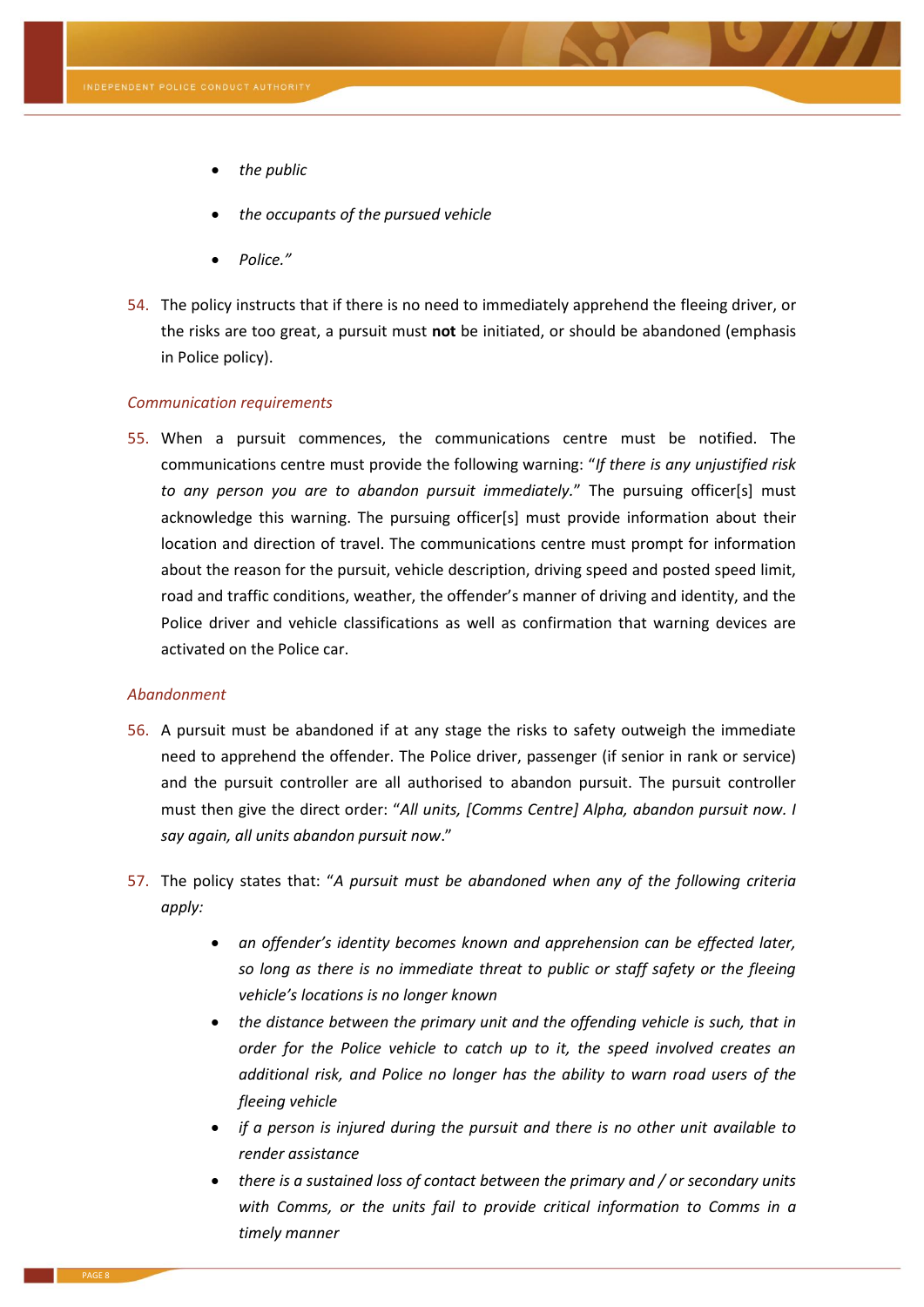- *the public*
- *the occupants of the pursued vehicle*
- *Police."*

54. The policy instructs that if there is no need to immediately apprehend the fleeing driver, or the risks are too great, a pursuit must **not** be initiated, or should be abandoned (emphasis in Police policy).

*Communication requirements*

55. When a pursuit commences, the communications centre must be notified. The communications centre must provide the following warning: "*If there is any unjustified risk to any person you are to abandon pursuit immediately.*" The pursuing officer[s] must acknowledge this warning. The pursuing officer[s] must provide information about their location and direction of travel. The communications centre must prompt for information about the reason for the pursuit, vehicle description, driving speed and posted speed limit, road and traffic conditions, weather, the offender's manner of driving and identity, and the Police driver and vehicle classifications as well as confirmation that warning devices are activated on the Police car.

*Abandonment*

56. A pursuit must be abandoned if at any stage the risks to safety outweigh the immediate need to apprehend the offender. The Police driver, passenger (if senior in rank or service) and the pursuit controller are all authorised to abandon pursuit. The pursuit controller must then give the direct order: "*All units, [Comms Centre] Alpha, abandon pursuit now. I say again, all units abandon pursuit now*."

57. The policy states that: "*A pursuit must be abandoned when any of the following criteria apply:*
    - *an offender's identity becomes known and apprehension can be effected later, so long as there is no immediate threat to public or staff safety or the fleeing vehicle's locations is no longer known*
    - *the distance between the primary unit and the offending vehicle is such, that in order for the Police vehicle to catch up to it, the speed involved creates an additional risk, and Police no longer has the ability to warn road users of the fleeing vehicle*
    - *if a person is injured during the pursuit and there is no other unit available to render assistance*
    - *there is a sustained loss of contact between the primary and / or secondary units with Comms, or the units fail to provide critical information to Comms in a timely manner*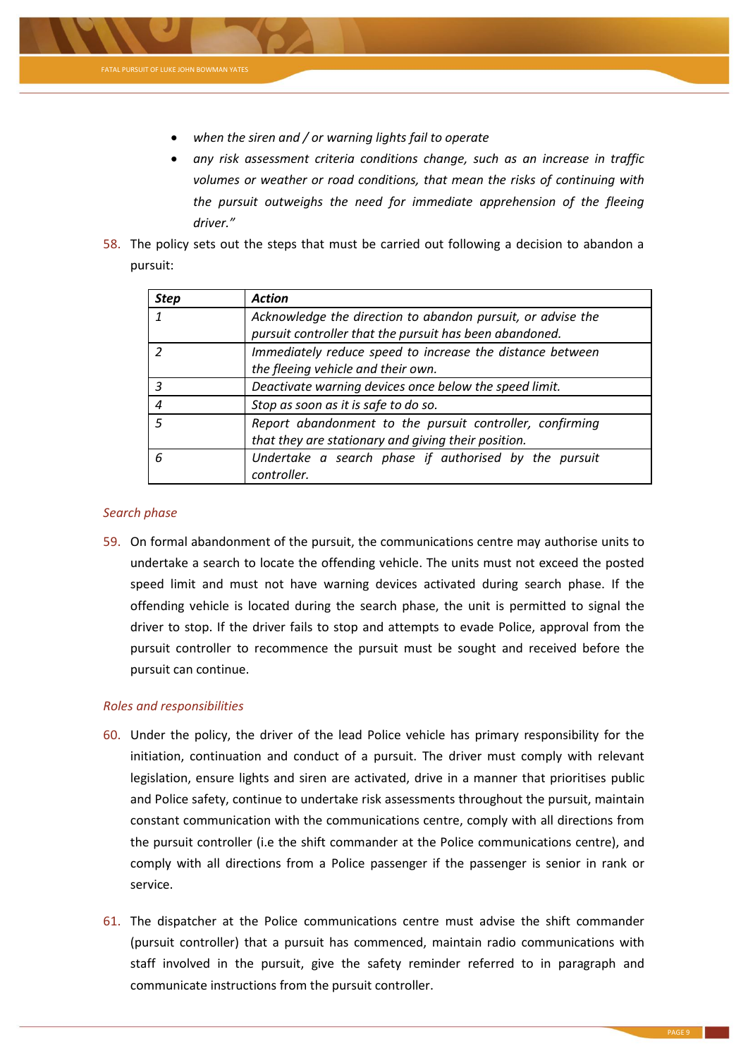- *when the siren and / or warning lights fail to operate*
- *any risk assessment criteria conditions change, such as an increase in traffic volumes or weather or road conditions, that mean the risks of continuing with the pursuit outweighs the need for immediate apprehension of the fleeing driver."*

58. The policy sets out the steps that must be carried out following a decision to abandon a pursuit:

| *Step* | *Action* |
|---|---|
| *1* | *Acknowledge the direction to abandon pursuit, or advise the pursuit controller that the pursuit has been abandoned.* |
| *2* | *Immediately reduce speed to increase the distance between the fleeing vehicle and their own.* |
| *3* | *Deactivate warning devices once below the speed limit.* |
| *4* | *Stop as soon as it is safe to do so.* |
| *5* | *Report abandonment to the pursuit controller, confirming that they are stationary and giving their position.* |
| *6* | *Undertake a search phase if authorised by the pursuit controller.* |

### *Search phase*

59. On formal abandonment of the pursuit, the communications centre may authorise units to undertake a search to locate the offending vehicle. The units must not exceed the posted speed limit and must not have warning devices activated during search phase. If the offending vehicle is located during the search phase, the unit is permitted to signal the driver to stop. If the driver fails to stop and attempts to evade Police, approval from the pursuit controller to recommence the pursuit must be sought and received before the pursuit can continue.

### *Roles and responsibilities*

60. Under the policy, the driver of the lead Police vehicle has primary responsibility for the initiation, continuation and conduct of a pursuit. The driver must comply with relevant legislation, ensure lights and siren are activated, drive in a manner that prioritises public and Police safety, continue to undertake risk assessments throughout the pursuit, maintain constant communication with the communications centre, comply with all directions from the pursuit controller (i.e the shift commander at the Police communications centre), and comply with all directions from a Police passenger if the passenger is senior in rank or service.

61. The dispatcher at the Police communications centre must advise the shift commander (pursuit controller) that a pursuit has commenced, maintain radio communications with staff involved in the pursuit, give the safety reminder referred to in paragraph and communicate instructions from the pursuit controller.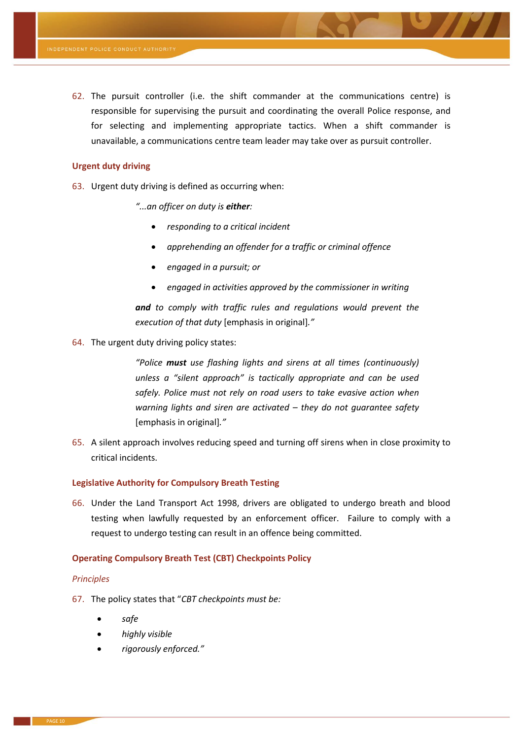62. The pursuit controller (i.e. the shift commander at the communications centre) is responsible for supervising the pursuit and coordinating the overall Police response, and for selecting and implementing appropriate tactics. When a shift commander is unavailable, a communications centre team leader may take over as pursuit controller.

### Urgent duty driving

63. Urgent duty driving is defined as occurring when:

> *"...an officer on duty is* ***either****:*
>
> - *responding to a critical incident*
> - *apprehending an offender for a traffic or criminal offence*
> - *engaged in a pursuit; or*
> - *engaged in activities approved by the commissioner in writing*
>
> ***and*** *to comply with traffic rules and regulations would prevent the execution of that duty* [emphasis in original]*."*

64. The urgent duty driving policy states:

> *"Police* ***must*** *use flashing lights and sirens at all times (continuously) unless a "silent approach" is tactically appropriate and can be used safely. Police must not rely on road users to take evasive action when warning lights and siren are activated – they do not guarantee safety* [emphasis in original]*."*

65. A silent approach involves reducing speed and turning off sirens when in close proximity to critical incidents.

### Legislative Authority for Compulsory Breath Testing

66. Under the Land Transport Act 1998, drivers are obligated to undergo breath and blood testing when lawfully requested by an enforcement officer. Failure to comply with a request to undergo testing can result in an offence being committed.

### Operating Compulsory Breath Test (CBT) Checkpoints Policy

#### *Principles*

67. The policy states that "*CBT checkpoints must be:*

- *safe*
- *highly visible*
- *rigorously enforced."*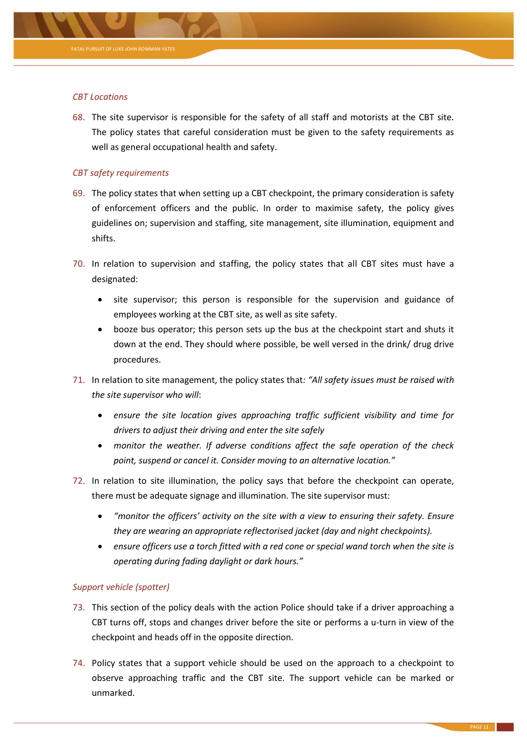*CBT Locations*

68. The site supervisor is responsible for the safety of all staff and motorists at the CBT site. The policy states that careful consideration must be given to the safety requirements as well as general occupational health and safety.

*CBT safety requirements*

69. The policy states that when setting up a CBT checkpoint, the primary consideration is safety of enforcement officers and the public. In order to maximise safety, the policy gives guidelines on; supervision and staffing, site management, site illumination, equipment and shifts.

70. In relation to supervision and staffing, the policy states that all CBT sites must have a designated:

    - site supervisor; this person is responsible for the supervision and guidance of employees working at the CBT site, as well as site safety.
    - booze bus operator; this person sets up the bus at the checkpoint start and shuts it down at the end. They should where possible, be well versed in the drink/ drug drive procedures.

71. In relation to site management, the policy states that*: "All safety issues must be raised with the site supervisor who will*:

    - *ensure the site location gives approaching traffic sufficient visibility and time for drivers to adjust their driving and enter the site safely*
    - *monitor the weather. If adverse conditions affect the safe operation of the check point, suspend or cancel it. Consider moving to an alternative location."*

72. In relation to site illumination, the policy says that before the checkpoint can operate, there must be adequate signage and illumination. The site supervisor must:

    - *"monitor the officers' activity on the site with a view to ensuring their safety. Ensure they are wearing an appropriate reflectorised jacket (day and night checkpoints).*
    - *ensure officers use a torch fitted with a red cone or special wand torch when the site is operating during fading daylight or dark hours."*

*Support vehicle (spotter)*

73. This section of the policy deals with the action Police should take if a driver approaching a CBT turns off, stops and changes driver before the site or performs a u-turn in view of the checkpoint and heads off in the opposite direction.

74. Policy states that a support vehicle should be used on the approach to a checkpoint to observe approaching traffic and the CBT site. The support vehicle can be marked or unmarked.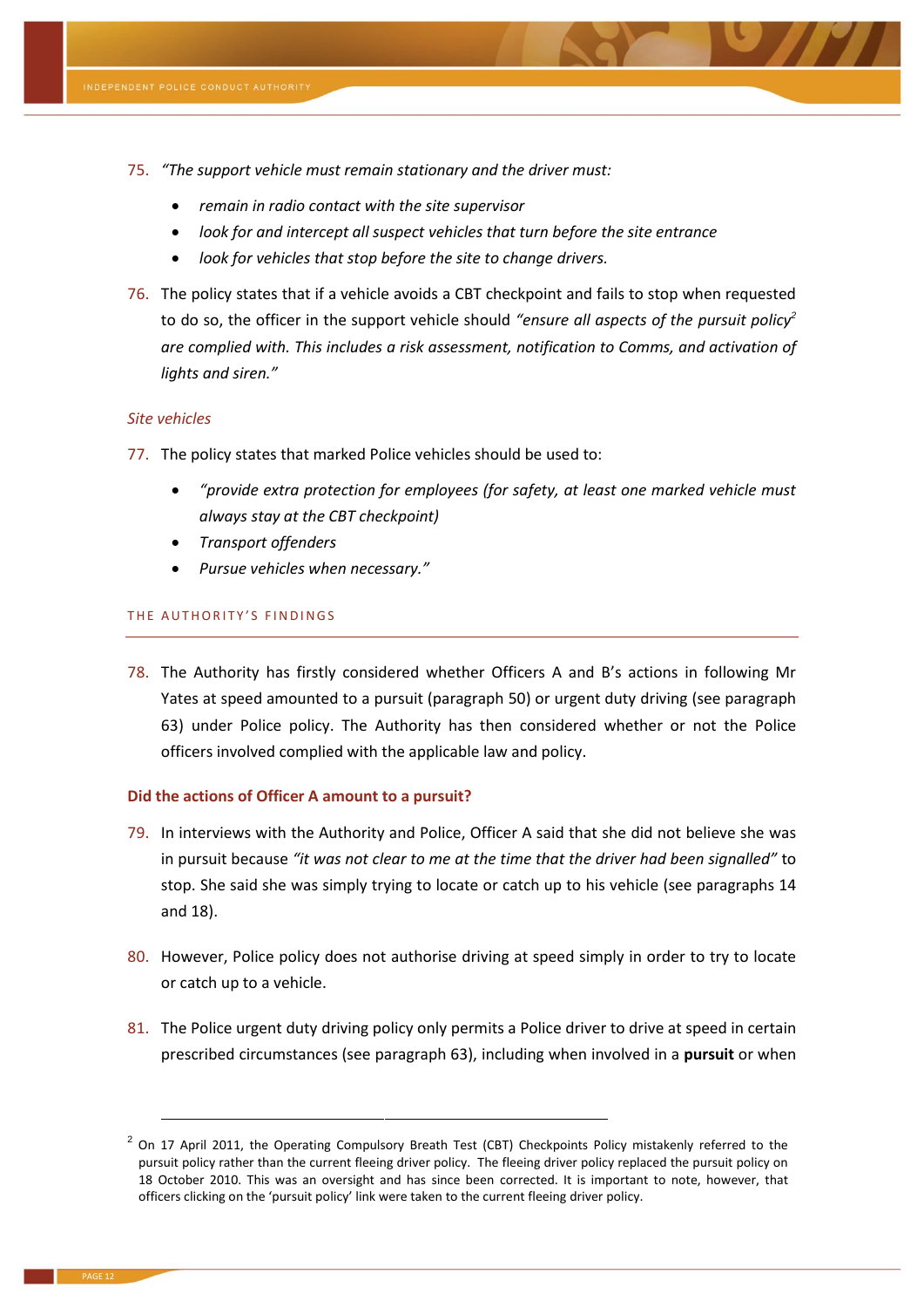75. *"The support vehicle must remain stationary and the driver must:*

    - *remain in radio contact with the site supervisor*
    - *look for and intercept all suspect vehicles that turn before the site entrance*
    - *look for vehicles that stop before the site to change drivers.*

76. The policy states that if a vehicle avoids a CBT checkpoint and fails to stop when requested to do so, the officer in the support vehicle should *"ensure all aspects of the pursuit policy*[2] *are complied with. This includes a risk assessment, notification to Comms, and activation of lights and siren."*

*Site vehicles*

77. The policy states that marked Police vehicles should be used to:

    - *"provide extra protection for employees (for safety, at least one marked vehicle must always stay at the CBT checkpoint)*
    - *Transport offenders*
    - *Pursue vehicles when necessary."*

## THE AUTHORITY'S FINDINGS

78. The Authority has firstly considered whether Officers A and B's actions in following Mr Yates at speed amounted to a pursuit (paragraph 50) or urgent duty driving (see paragraph 63) under Police policy. The Authority has then considered whether or not the Police officers involved complied with the applicable law and policy.

### Did the actions of Officer A amount to a pursuit?

79. In interviews with the Authority and Police, Officer A said that she did not believe she was in pursuit because *"it was not clear to me at the time that the driver had been signalled"* to stop. She said she was simply trying to locate or catch up to his vehicle (see paragraphs 14 and 18).

80. However, Police policy does not authorise driving at speed simply in order to try to locate or catch up to a vehicle.

81. The Police urgent duty driving policy only permits a Police driver to drive at speed in certain prescribed circumstances (see paragraph 63), including when involved in a **pursuit** or when

---

[2] On 17 April 2011, the Operating Compulsory Breath Test (CBT) Checkpoints Policy mistakenly referred to the pursuit policy rather than the current fleeing driver policy. The fleeing driver policy replaced the pursuit policy on 18 October 2010. This was an oversight and has since been corrected. It is important to note, however, that officers clicking on the 'pursuit policy' link were taken to the current fleeing driver policy.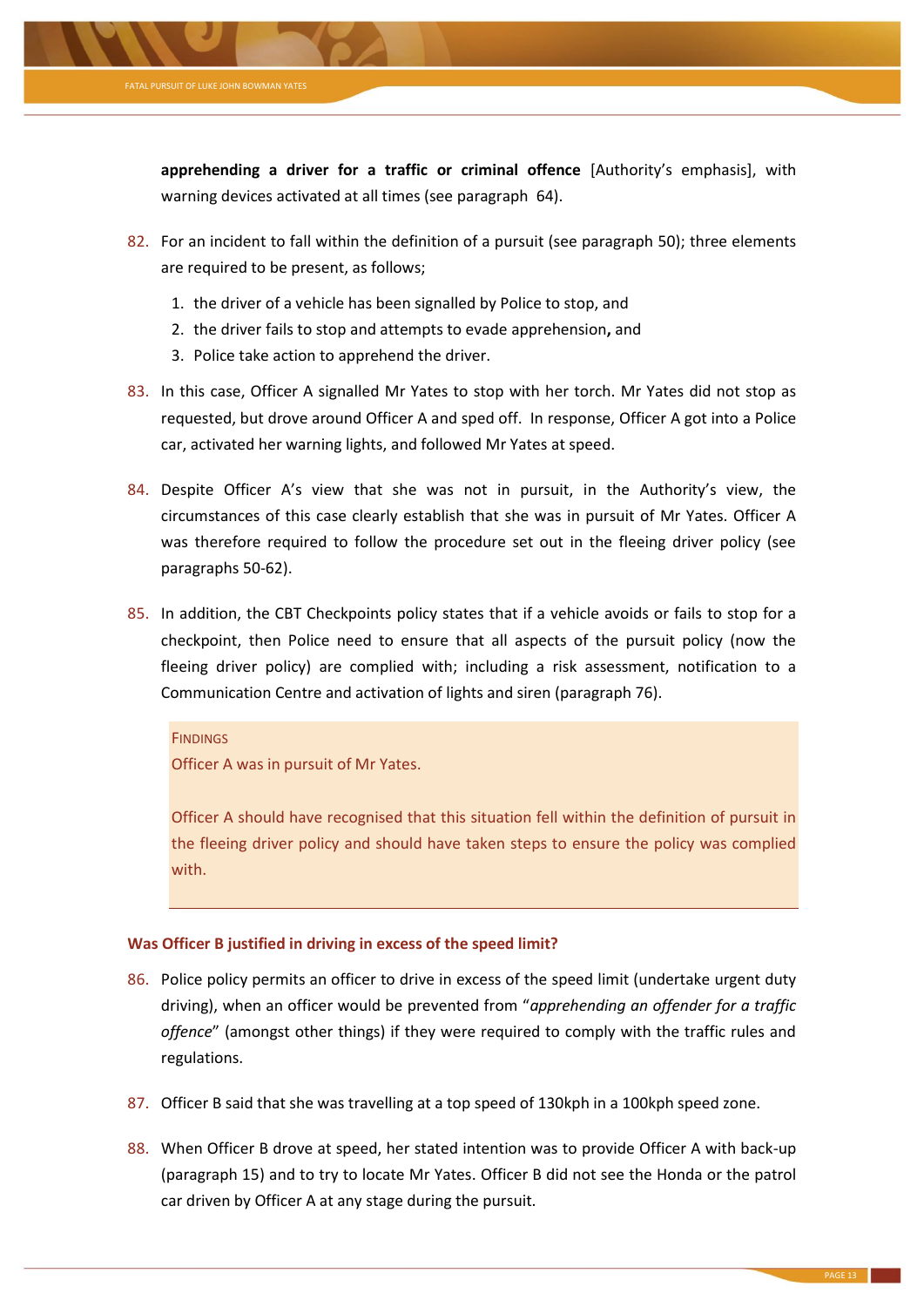**apprehending a driver for a traffic or criminal offence** [Authority's emphasis], with warning devices activated at all times (see paragraph 64).

82. For an incident to fall within the definition of a pursuit (see paragraph 50); three elements are required to be present, as follows;

    1. the driver of a vehicle has been signalled by Police to stop, and
    2. the driver fails to stop and attempts to evade apprehension**,** and
    3. Police take action to apprehend the driver.

83. In this case, Officer A signalled Mr Yates to stop with her torch. Mr Yates did not stop as requested, but drove around Officer A and sped off. In response, Officer A got into a Police car, activated her warning lights, and followed Mr Yates at speed.

84. Despite Officer A's view that she was not in pursuit, in the Authority's view, the circumstances of this case clearly establish that she was in pursuit of Mr Yates. Officer A was therefore required to follow the procedure set out in the fleeing driver policy (see paragraphs 50-62).

85. In addition, the CBT Checkpoints policy states that if a vehicle avoids or fails to stop for a checkpoint, then Police need to ensure that all aspects of the pursuit policy (now the fleeing driver policy) are complied with; including a risk assessment, notification to a Communication Centre and activation of lights and siren (paragraph 76).

> FINDINGS
>
> Officer A was in pursuit of Mr Yates.
>
> Officer A should have recognised that this situation fell within the definition of pursuit in the fleeing driver policy and should have taken steps to ensure the policy was complied with.

### Was Officer B justified in driving in excess of the speed limit?

86. Police policy permits an officer to drive in excess of the speed limit (undertake urgent duty driving), when an officer would be prevented from "*apprehending an offender for a traffic offence*" (amongst other things) if they were required to comply with the traffic rules and regulations.

87. Officer B said that she was travelling at a top speed of 130kph in a 100kph speed zone.

88. When Officer B drove at speed, her stated intention was to provide Officer A with back-up (paragraph 15) and to try to locate Mr Yates. Officer B did not see the Honda or the patrol car driven by Officer A at any stage during the pursuit.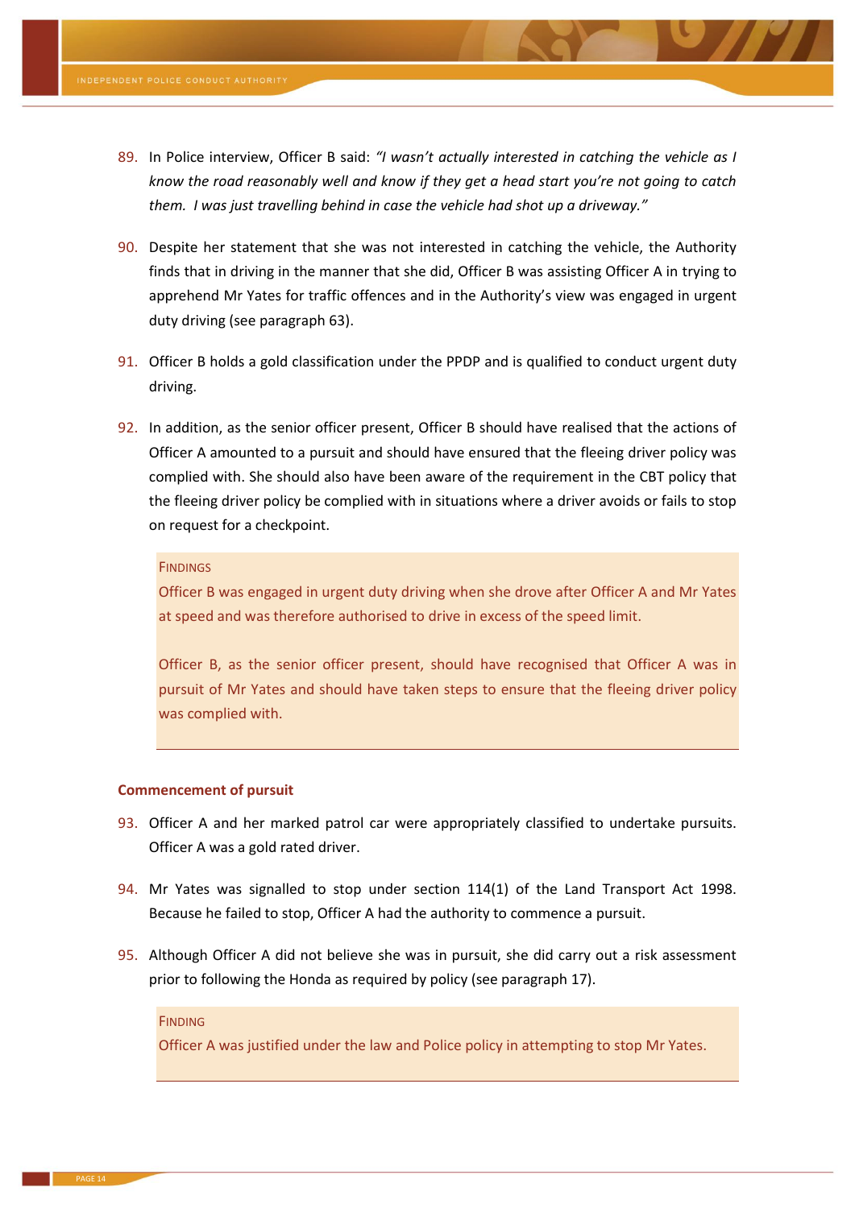89. In Police interview, Officer B said: *"I wasn't actually interested in catching the vehicle as I know the road reasonably well and know if they get a head start you're not going to catch them. I was just travelling behind in case the vehicle had shot up a driveway."*

90. Despite her statement that she was not interested in catching the vehicle, the Authority finds that in driving in the manner that she did, Officer B was assisting Officer A in trying to apprehend Mr Yates for traffic offences and in the Authority's view was engaged in urgent duty driving (see paragraph 63).

91. Officer B holds a gold classification under the PPDP and is qualified to conduct urgent duty driving.

92. In addition, as the senior officer present, Officer B should have realised that the actions of Officer A amounted to a pursuit and should have ensured that the fleeing driver policy was complied with. She should also have been aware of the requirement in the CBT policy that the fleeing driver policy be complied with in situations where a driver avoids or fails to stop on request for a checkpoint.

> FINDINGS
>
> Officer B was engaged in urgent duty driving when she drove after Officer A and Mr Yates at speed and was therefore authorised to drive in excess of the speed limit.
>
> Officer B, as the senior officer present, should have recognised that Officer A was in pursuit of Mr Yates and should have taken steps to ensure that the fleeing driver policy was complied with.

**Commencement of pursuit**

93. Officer A and her marked patrol car were appropriately classified to undertake pursuits. Officer A was a gold rated driver.

94. Mr Yates was signalled to stop under section 114(1) of the Land Transport Act 1998. Because he failed to stop, Officer A had the authority to commence a pursuit.

95. Although Officer A did not believe she was in pursuit, she did carry out a risk assessment prior to following the Honda as required by policy (see paragraph 17).

> FINDING
>
> Officer A was justified under the law and Police policy in attempting to stop Mr Yates.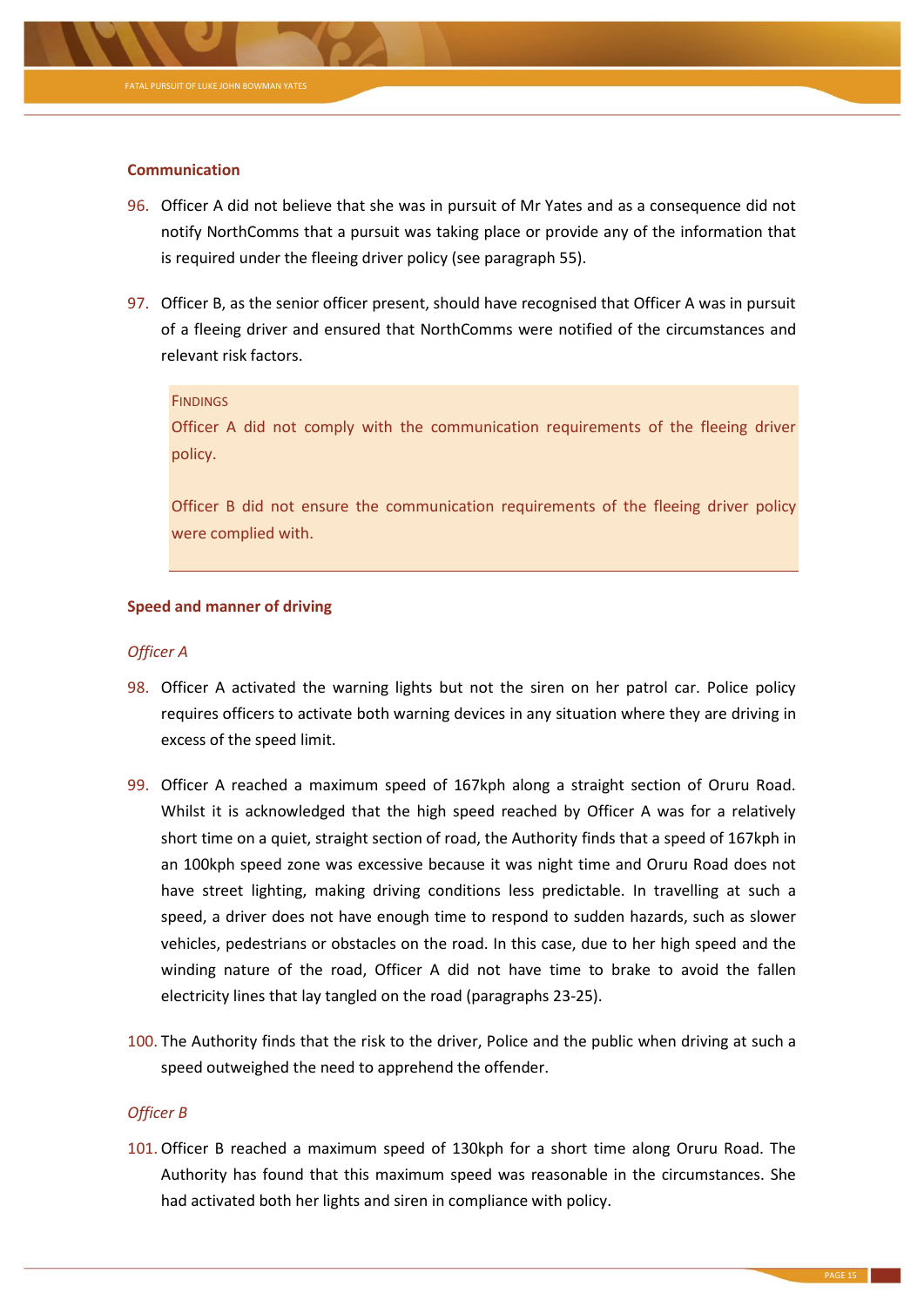### Communication

96. Officer A did not believe that she was in pursuit of Mr Yates and as a consequence did not notify NorthComms that a pursuit was taking place or provide any of the information that is required under the fleeing driver policy (see paragraph 55).

97. Officer B, as the senior officer present, should have recognised that Officer A was in pursuit of a fleeing driver and ensured that NorthComms were notified of the circumstances and relevant risk factors.

> FINDINGS
>
> Officer A did not comply with the communication requirements of the fleeing driver policy.
>
> Officer B did not ensure the communication requirements of the fleeing driver policy were complied with.

### Speed and manner of driving

*Officer A*

98. Officer A activated the warning lights but not the siren on her patrol car. Police policy requires officers to activate both warning devices in any situation where they are driving in excess of the speed limit.

99. Officer A reached a maximum speed of 167kph along a straight section of Oruru Road. Whilst it is acknowledged that the high speed reached by Officer A was for a relatively short time on a quiet, straight section of road, the Authority finds that a speed of 167kph in an 100kph speed zone was excessive because it was night time and Oruru Road does not have street lighting, making driving conditions less predictable. In travelling at such a speed, a driver does not have enough time to respond to sudden hazards, such as slower vehicles, pedestrians or obstacles on the road. In this case, due to her high speed and the winding nature of the road, Officer A did not have time to brake to avoid the fallen electricity lines that lay tangled on the road (paragraphs 23-25).

100. The Authority finds that the risk to the driver, Police and the public when driving at such a speed outweighed the need to apprehend the offender.

*Officer B*

101. Officer B reached a maximum speed of 130kph for a short time along Oruru Road. The Authority has found that this maximum speed was reasonable in the circumstances. She had activated both her lights and siren in compliance with policy.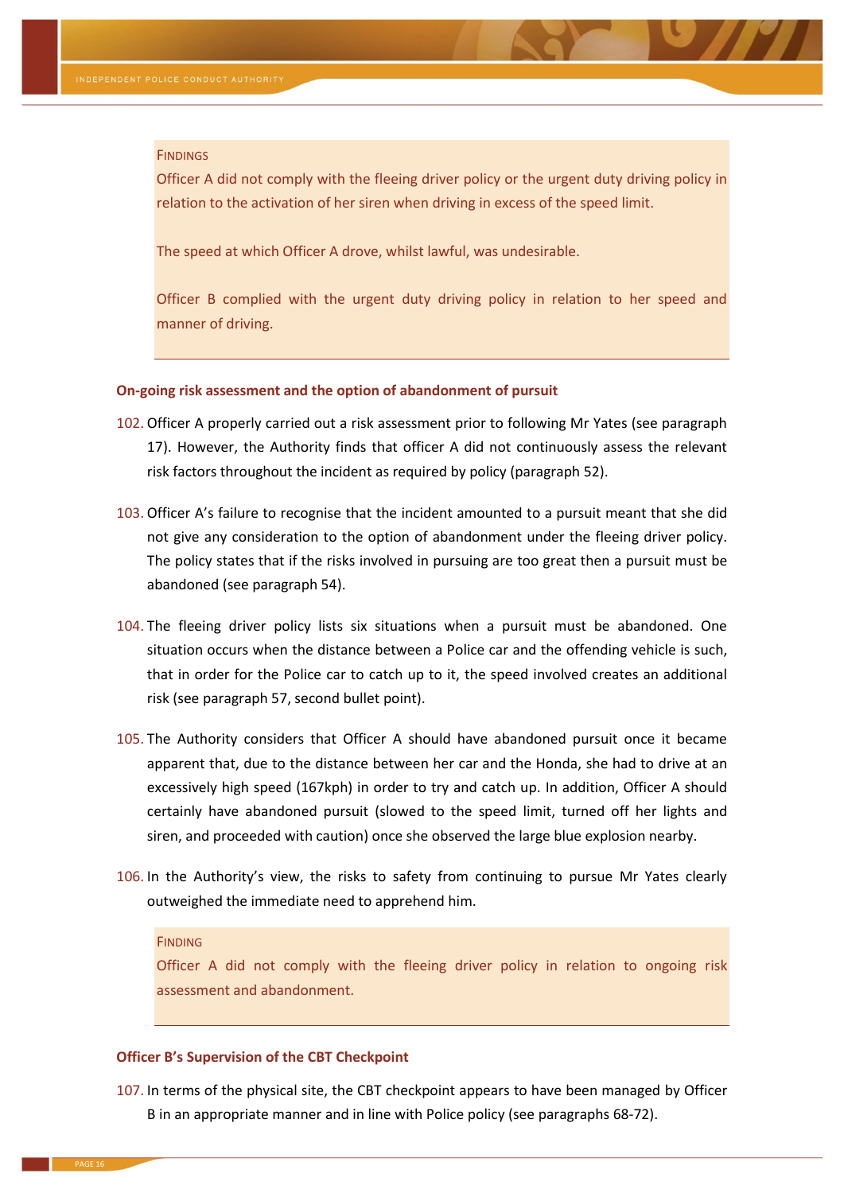> **FINDINGS**
>
> Officer A did not comply with the fleeing driver policy or the urgent duty driving policy in relation to the activation of her siren when driving in excess of the speed limit.
>
> The speed at which Officer A drove, whilst lawful, was undesirable.
>
> Officer B complied with the urgent duty driving policy in relation to her speed and manner of driving.

### On-going risk assessment and the option of abandonment of pursuit

102. Officer A properly carried out a risk assessment prior to following Mr Yates (see paragraph 17). However, the Authority finds that officer A did not continuously assess the relevant risk factors throughout the incident as required by policy (paragraph 52).

103. Officer A's failure to recognise that the incident amounted to a pursuit meant that she did not give any consideration to the option of abandonment under the fleeing driver policy. The policy states that if the risks involved in pursuing are too great then a pursuit must be abandoned (see paragraph 54).

104. The fleeing driver policy lists six situations when a pursuit must be abandoned. One situation occurs when the distance between a Police car and the offending vehicle is such, that in order for the Police car to catch up to it, the speed involved creates an additional risk (see paragraph 57, second bullet point).

105. The Authority considers that Officer A should have abandoned pursuit once it became apparent that, due to the distance between her car and the Honda, she had to drive at an excessively high speed (167kph) in order to try and catch up. In addition, Officer A should certainly have abandoned pursuit (slowed to the speed limit, turned off her lights and siren, and proceeded with caution) once she observed the large blue explosion nearby.

106. In the Authority's view, the risks to safety from continuing to pursue Mr Yates clearly outweighed the immediate need to apprehend him.

> **FINDING**
>
> Officer A did not comply with the fleeing driver policy in relation to ongoing risk assessment and abandonment.

### Officer B's Supervision of the CBT Checkpoint

107. In terms of the physical site, the CBT checkpoint appears to have been managed by Officer B in an appropriate manner and in line with Police policy (see paragraphs 68-72).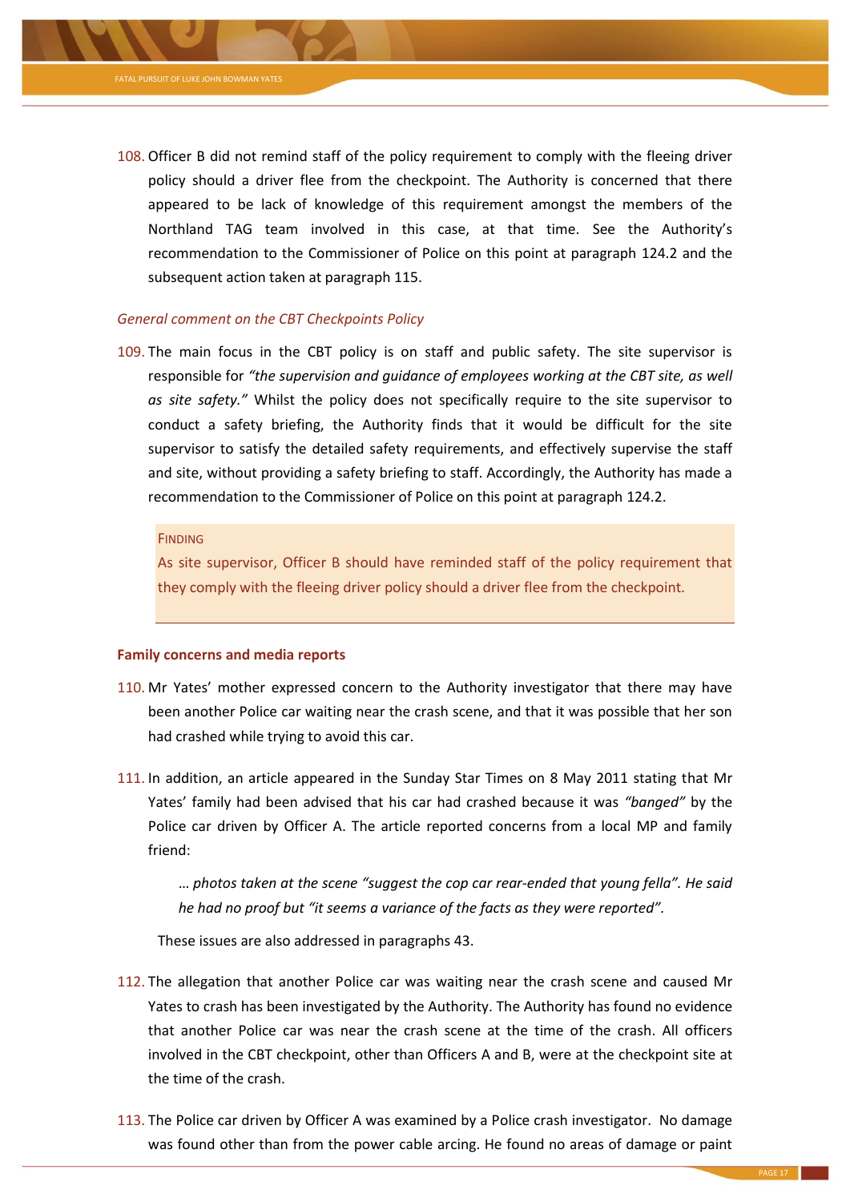108. Officer B did not remind staff of the policy requirement to comply with the fleeing driver policy should a driver flee from the checkpoint. The Authority is concerned that there appeared to be lack of knowledge of this requirement amongst the members of the Northland TAG team involved in this case, at that time. See the Authority's recommendation to the Commissioner of Police on this point at paragraph 124.2 and the subsequent action taken at paragraph 115.

*General comment on the CBT Checkpoints Policy*

109. The main focus in the CBT policy is on staff and public safety. The site supervisor is responsible for *"the supervision and guidance of employees working at the CBT site, as well as site safety."* Whilst the policy does not specifically require to the site supervisor to conduct a safety briefing, the Authority finds that it would be difficult for the site supervisor to satisfy the detailed safety requirements, and effectively supervise the staff and site, without providing a safety briefing to staff. Accordingly, the Authority has made a recommendation to the Commissioner of Police on this point at paragraph 124.2.

> FINDING
>
> As site supervisor, Officer B should have reminded staff of the policy requirement that they comply with the fleeing driver policy should a driver flee from the checkpoint.

**Family concerns and media reports**

110. Mr Yates' mother expressed concern to the Authority investigator that there may have been another Police car waiting near the crash scene, and that it was possible that her son had crashed while trying to avoid this car.

111. In addition, an article appeared in the Sunday Star Times on 8 May 2011 stating that Mr Yates' family had been advised that his car had crashed because it was *"banged"* by the Police car driven by Officer A. The article reported concerns from a local MP and family friend:

> *… photos taken at the scene "suggest the cop car rear-ended that young fella". He said he had no proof but "it seems a variance of the facts as they were reported".*

These issues are also addressed in paragraphs 43.

112. The allegation that another Police car was waiting near the crash scene and caused Mr Yates to crash has been investigated by the Authority. The Authority has found no evidence that another Police car was near the crash scene at the time of the crash. All officers involved in the CBT checkpoint, other than Officers A and B, were at the checkpoint site at the time of the crash.

113. The Police car driven by Officer A was examined by a Police crash investigator. No damage was found other than from the power cable arcing. He found no areas of damage or paint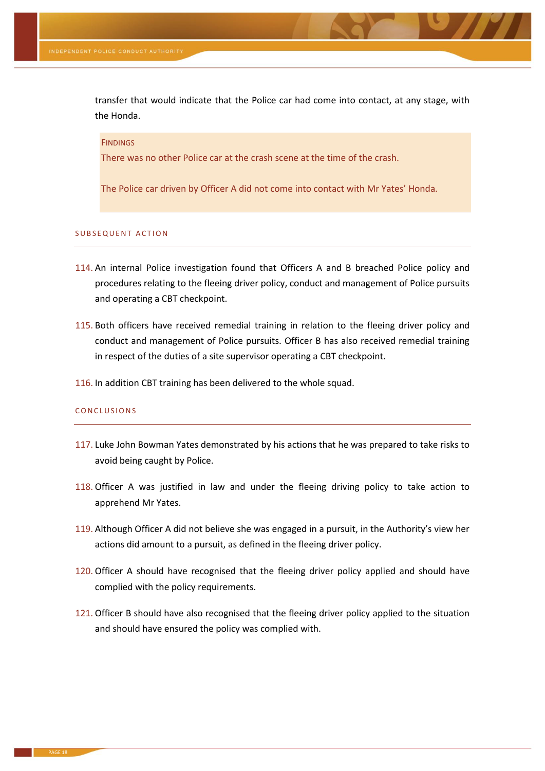transfer that would indicate that the Police car had come into contact, at any stage, with the Honda.

FINDINGS

There was no other Police car at the crash scene at the time of the crash.

The Police car driven by Officer A did not come into contact with Mr Yates' Honda.

## SUBSEQUENT ACTION

114. An internal Police investigation found that Officers A and B breached Police policy and procedures relating to the fleeing driver policy, conduct and management of Police pursuits and operating a CBT checkpoint.

115. Both officers have received remedial training in relation to the fleeing driver policy and conduct and management of Police pursuits. Officer B has also received remedial training in respect of the duties of a site supervisor operating a CBT checkpoint.

116. In addition CBT training has been delivered to the whole squad.

## CONCLUSIONS

117. Luke John Bowman Yates demonstrated by his actions that he was prepared to take risks to avoid being caught by Police.

118. Officer A was justified in law and under the fleeing driving policy to take action to apprehend Mr Yates.

119. Although Officer A did not believe she was engaged in a pursuit, in the Authority's view her actions did amount to a pursuit, as defined in the fleeing driver policy.

120. Officer A should have recognised that the fleeing driver policy applied and should have complied with the policy requirements.

121. Officer B should have also recognised that the fleeing driver policy applied to the situation and should have ensured the policy was complied with.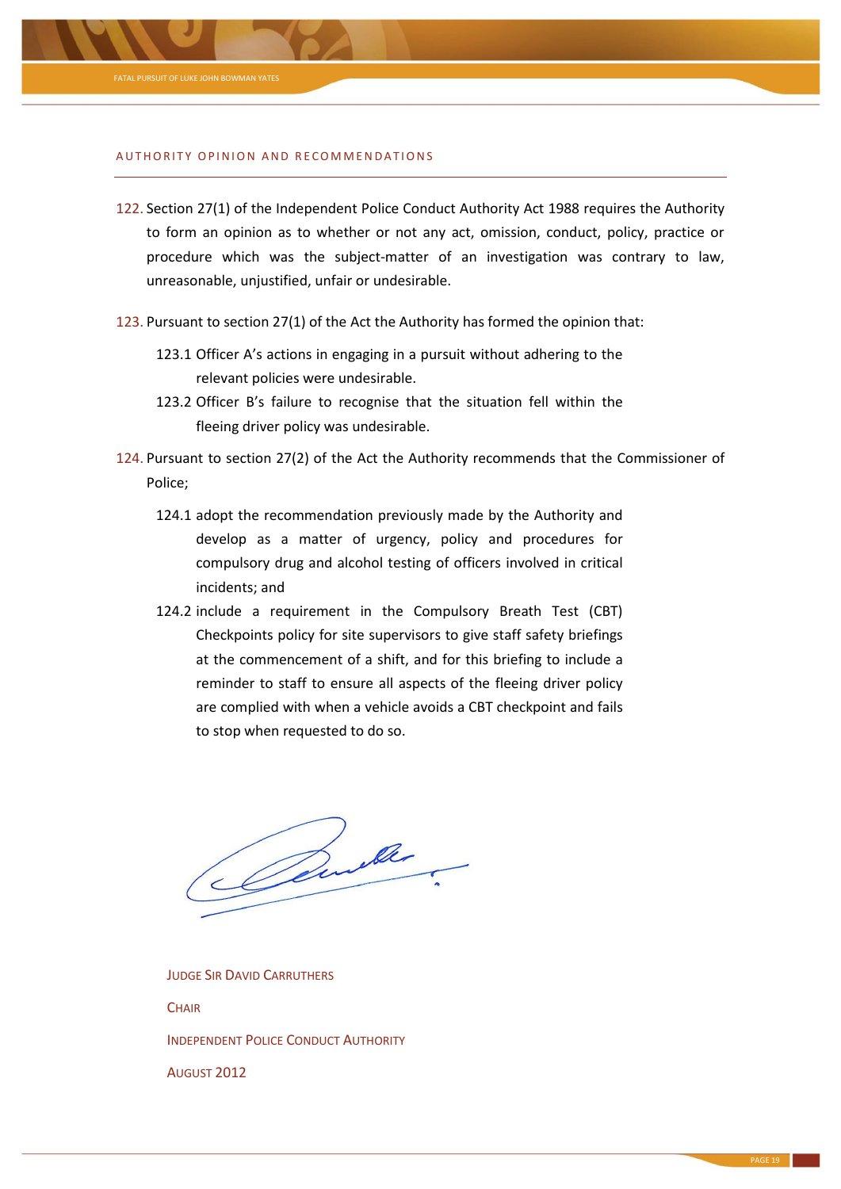## AUTHORITY OPINION AND RECOMMENDATIONS

122. Section 27(1) of the Independent Police Conduct Authority Act 1988 requires the Authority to form an opinion as to whether or not any act, omission, conduct, policy, practice or procedure which was the subject-matter of an investigation was contrary to law, unreasonable, unjustified, unfair or undesirable.

123. Pursuant to section 27(1) of the Act the Authority has formed the opinion that:

   123.1 Officer A's actions in engaging in a pursuit without adhering to the relevant policies were undesirable.

   123.2 Officer B's failure to recognise that the situation fell within the fleeing driver policy was undesirable.

124. Pursuant to section 27(2) of the Act the Authority recommends that the Commissioner of Police;

   124.1 adopt the recommendation previously made by the Authority and develop as a matter of urgency, policy and procedures for compulsory drug and alcohol testing of officers involved in critical incidents; and

   124.2 include a requirement in the Compulsory Breath Test (CBT) Checkpoints policy for site supervisors to give staff safety briefings at the commencement of a shift, and for this briefing to include a reminder to staff to ensure all aspects of the fleeing driver policy are complied with when a vehicle avoids a CBT checkpoint and fails to stop when requested to do so.

JUDGE SIR DAVID CARRUTHERS

CHAIR

INDEPENDENT POLICE CONDUCT AUTHORITY

AUGUST 2012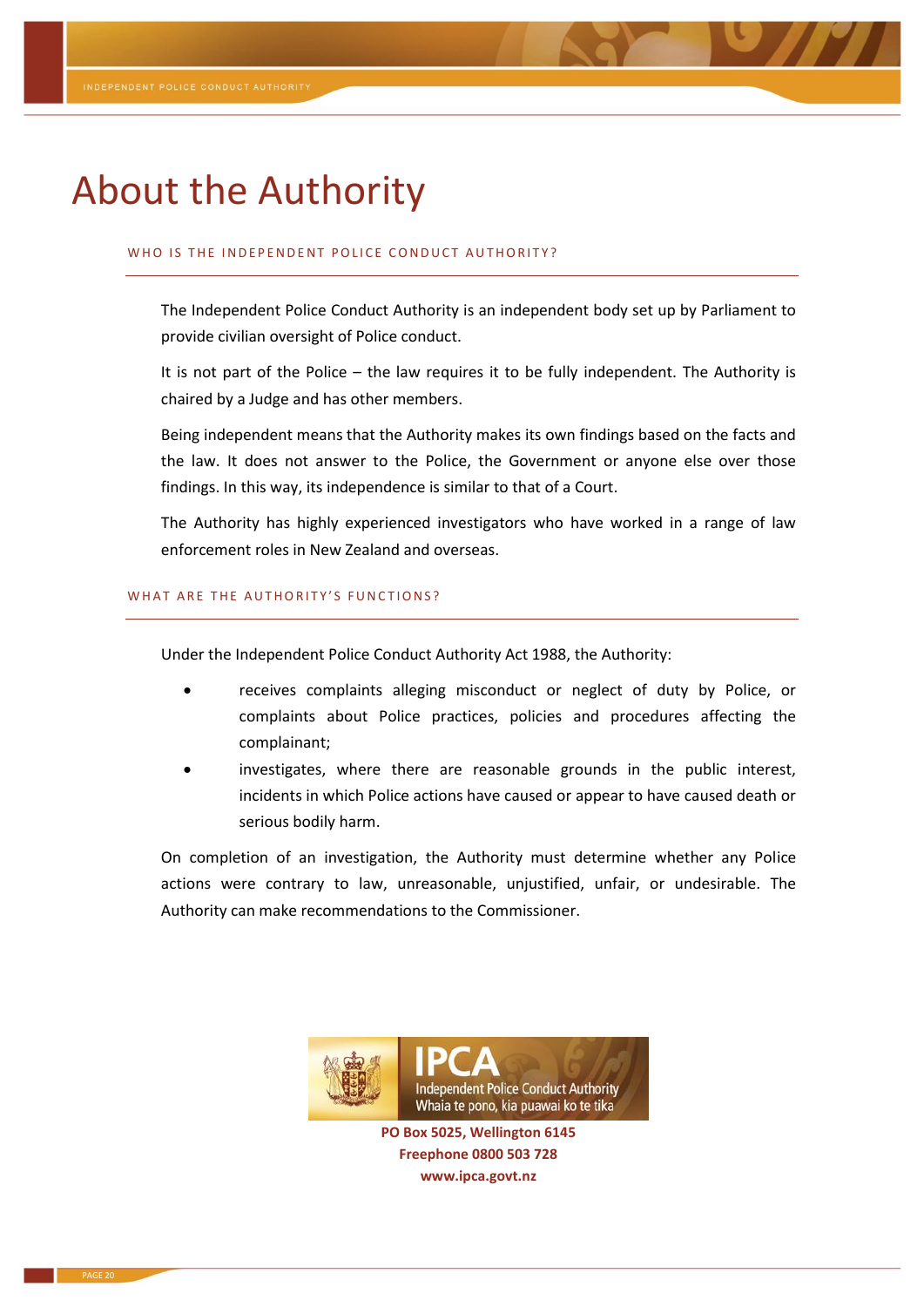# About the Authority

### WHO IS THE INDEPENDENT POLICE CONDUCT AUTHORITY?

The Independent Police Conduct Authority is an independent body set up by Parliament to provide civilian oversight of Police conduct.

It is not part of the Police – the law requires it to be fully independent. The Authority is chaired by a Judge and has other members.

Being independent means that the Authority makes its own findings based on the facts and the law. It does not answer to the Police, the Government or anyone else over those findings. In this way, its independence is similar to that of a Court.

The Authority has highly experienced investigators who have worked in a range of law enforcement roles in New Zealand and overseas.

### WHAT ARE THE AUTHORITY'S FUNCTIONS?

Under the Independent Police Conduct Authority Act 1988, the Authority:

- receives complaints alleging misconduct or neglect of duty by Police, or complaints about Police practices, policies and procedures affecting the complainant;
- investigates, where there are reasonable grounds in the public interest, incidents in which Police actions have caused or appear to have caused death or serious bodily harm.

On completion of an investigation, the Authority must determine whether any Police actions were contrary to law, unreasonable, unjustified, unfair, or undesirable. The Authority can make recommendations to the Commissioner.

IPCA
Independent Police Conduct Authority
Whaia te pono, kia puawai ko te tika

**PO Box 5025, Wellington 6145**
**Freephone 0800 503 728**
**www.ipca.govt.nz**